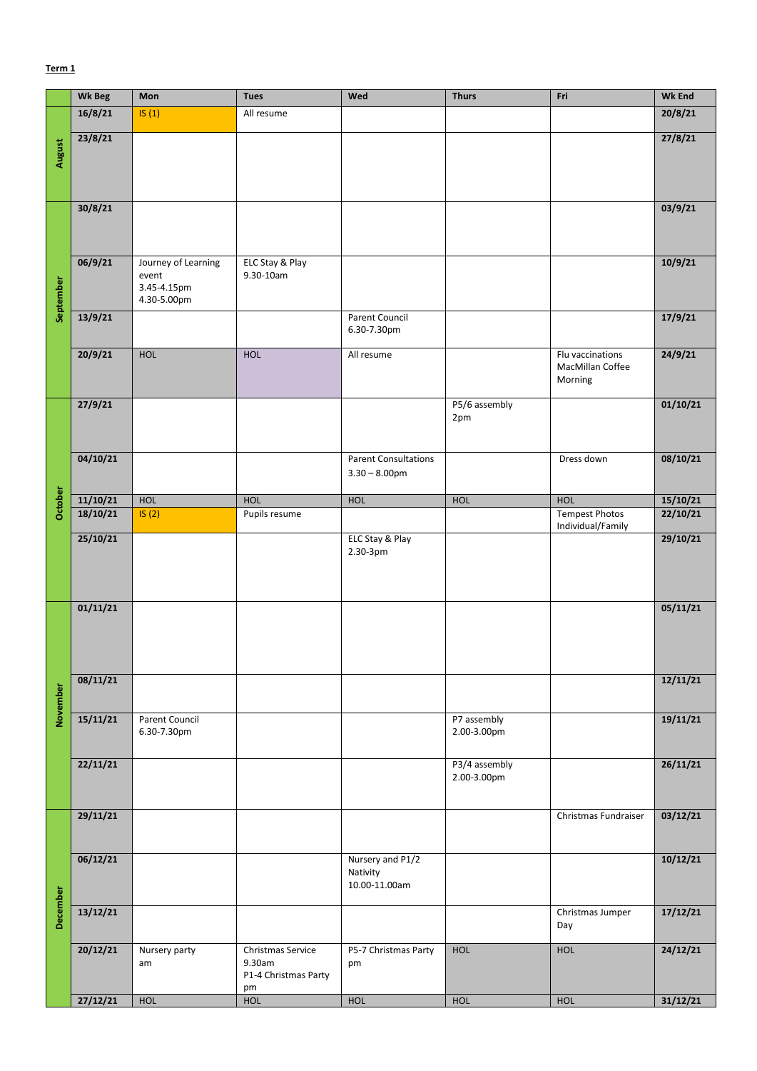**Term 1**

| | Wk Beg | Mon | Tues | Wed | Thurs | Fri | Wk End |
|---|---|---|---|---|---|---|---|
| August | 16/8/21 | IS (1) | All resume | | | | 20/8/21 |
| | 23/8/21 | | | | | | 27/8/21 |
| September | 30/8/21 | | | | | | 03/9/21 |
| | 06/9/21 | Journey of Learning event 3.45-4.15pm 4.30-5.00pm | ELC Stay & Play 9.30-10am | | | | 10/9/21 |
| | 13/9/21 | | | Parent Council 6.30-7.30pm | | | 17/9/21 |
| | 20/9/21 | HOL | HOL | All resume | | Flu vaccinations MacMillan Coffee Morning | 24/9/21 |
| October | 27/9/21 | | | | P5/6 assembly 2pm | | 01/10/21 |
| | 04/10/21 | | | Parent Consultations 3.30 – 8.00pm | | Dress down | 08/10/21 |
| | 11/10/21 | HOL | HOL | HOL | HOL | HOL | 15/10/21 |
| | 18/10/21 | IS (2) | Pupils resume | | | Tempest Photos Individual/Family | 22/10/21 |
| | 25/10/21 | | | ELC Stay & Play 2.30-3pm | | | 29/10/21 |
| November | 01/11/21 | | | | | | 05/11/21 |
| | 08/11/21 | | | | | | 12/11/21 |
| | 15/11/21 | Parent Council 6.30-7.30pm | | | P7 assembly 2.00-3.00pm | | 19/11/21 |
| | 22/11/21 | | | | P3/4 assembly 2.00-3.00pm | | 26/11/21 |
| December | 29/11/21 | | | | | Christmas Fundraiser | 03/12/21 |
| | 06/12/21 | | | Nursery and P1/2 Nativity 10.00-11.00am | | | 10/12/21 |
| | 13/12/21 | | | | | Christmas Jumper Day | 17/12/21 |
| | 20/12/21 | Nursery party am | Christmas Service 9.30am P1-4 Christmas Party pm | P5-7 Christmas Party pm | HOL | HOL | 24/12/21 |
| | 27/12/21 | HOL | HOL | HOL | HOL | HOL | 31/12/21 |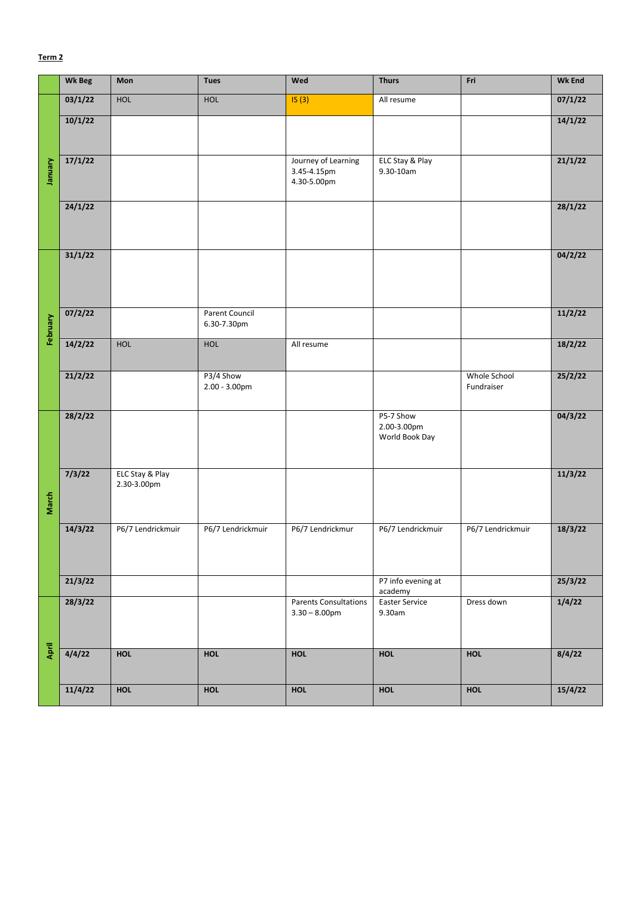**Term 2**

| | Wk Beg | Mon | Tues | Wed | Thurs | Fri | Wk End |
|---|---|---|---|---|---|---|---|
| January | 03/1/22 | HOL | HOL | IS (3) | All resume | | 07/1/22 |
| | 10/1/22 | | | | | | 14/1/22 |
| | 17/1/22 | | | Journey of Learning 3.45-4.15pm 4.30-5.00pm | ELC Stay & Play 9.30-10am | | 21/1/22 |
| | 24/1/22 | | | | | | 28/1/22 |
| February | 31/1/22 | | | | | | 04/2/22 |
| | 07/2/22 | | Parent Council 6.30-7.30pm | | | | 11/2/22 |
| | 14/2/22 | HOL | HOL | All resume | | | 18/2/22 |
| | 21/2/22 | | P3/4 Show 2.00 - 3.00pm | | | Whole School Fundraiser | 25/2/22 |
| March | 28/2/22 | | | | P5-7 Show 2.00-3.00pm World Book Day | | 04/3/22 |
| | 7/3/22 | ELC Stay & Play 2.30-3.00pm | | | | | 11/3/22 |
| | 14/3/22 | P6/7 Lendrickmuir | P6/7 Lendrickmuir | P6/7 Lendrickmur | P6/7 Lendrickmuir | P6/7 Lendrickmuir | 18/3/22 |
| | 21/3/22 | | | | P7 info evening at academy | | 25/3/22 |
| April | 28/3/22 | | | Parents Consultations 3.30 – 8.00pm | Easter Service 9.30am | Dress down | 1/4/22 |
| | 4/4/22 | **HOL** | **HOL** | **HOL** | **HOL** | **HOL** | 8/4/22 |
| | 11/4/22 | **HOL** | **HOL** | **HOL** | **HOL** | **HOL** | 15/4/22 |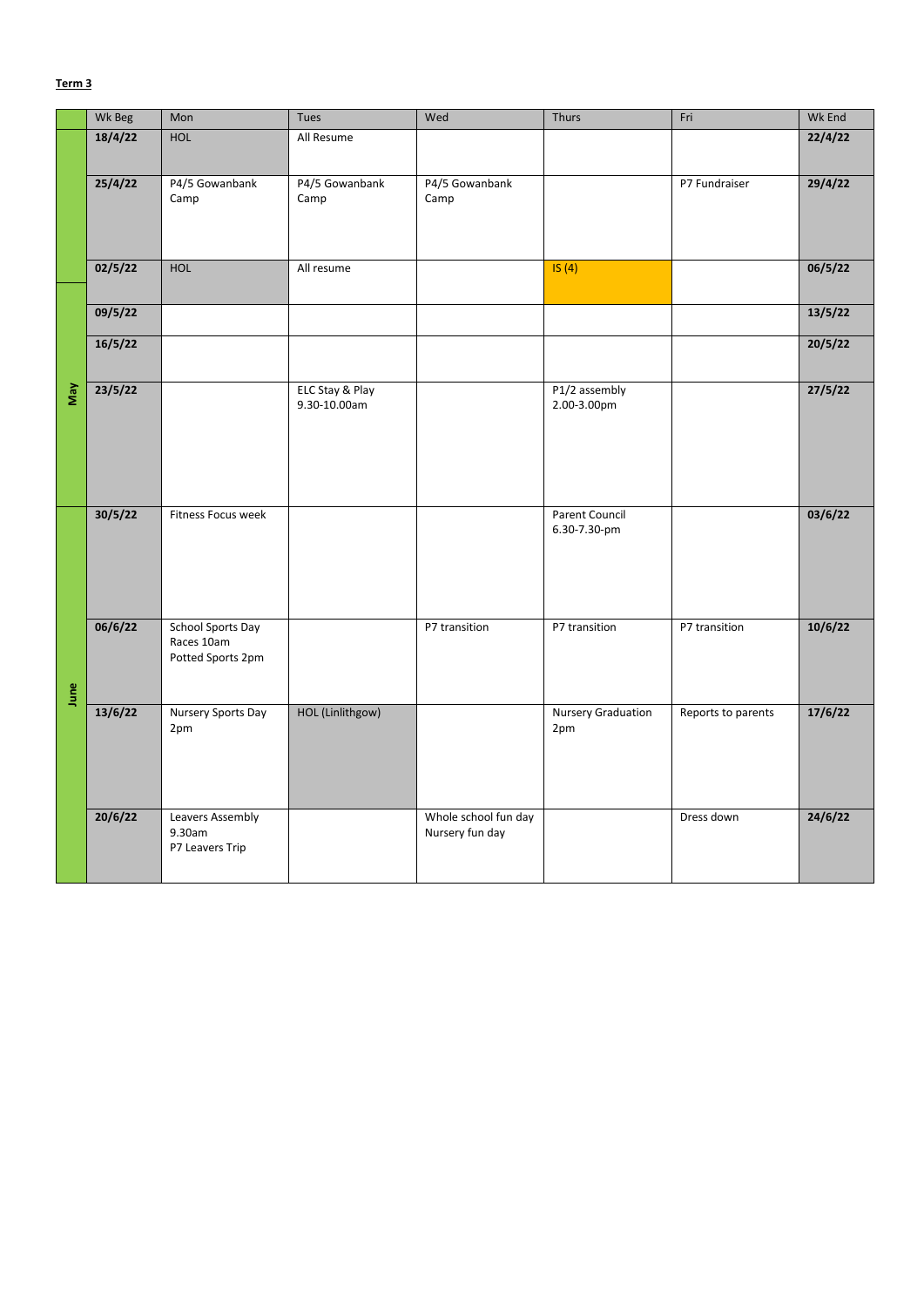**Term 3**

| | Wk Beg | Mon | Tues | Wed | Thurs | Fri | Wk End |
|---|---|---|---|---|---|---|---|
| | 18/4/22 | HOL | All Resume | | | | 22/4/22 |
| | 25/4/22 | P4/5 Gowanbank Camp | P4/5 Gowanbank Camp | P4/5 Gowanbank Camp | | P7 Fundraiser | 29/4/22 |
| | 02/5/22 | HOL | All resume | | IS (4) | | 06/5/22 |
| May | 09/5/22 | | | | | | 13/5/22 |
| | 16/5/22 | | | | | | 20/5/22 |
| | 23/5/22 | | ELC Stay & Play 9.30-10.00am | | P1/2 assembly 2.00-3.00pm | | 27/5/22 |
| June | 30/5/22 | Fitness Focus week | | | Parent Council 6.30-7.30-pm | | 03/6/22 |
| | 06/6/22 | School Sports Day Races 10am Potted Sports 2pm | | P7 transition | P7 transition | P7 transition | 10/6/22 |
| | 13/6/22 | Nursery Sports Day 2pm | HOL (Linlithgow) | | Nursery Graduation 2pm | Reports to parents | 17/6/22 |
| | 20/6/22 | Leavers Assembly 9.30am P7 Leavers Trip | | Whole school fun day Nursery fun day | | Dress down | 24/6/22 |